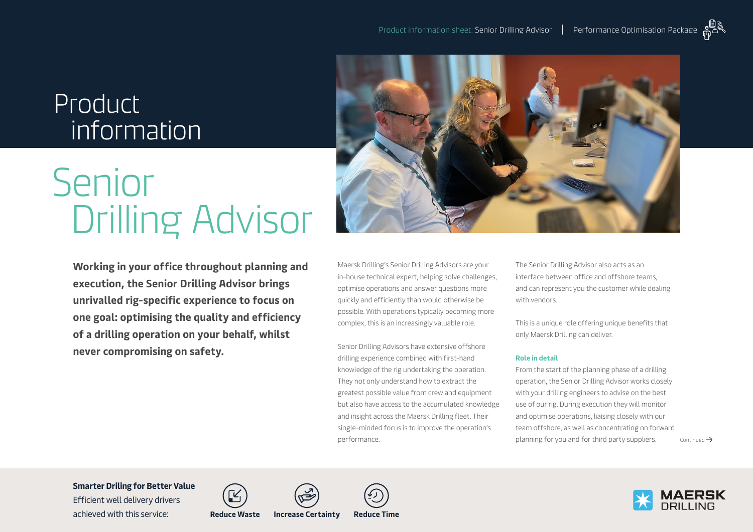# Product information

# Senior Drilling Advisor

**Working in your office throughout planning and execution, the Senior Drilling Advisor brings unrivalled rig-specific experience to focus on one goal: optimising the quality and efficiency of a drilling operation on your behalf, whilst never compromising on safety.**

Maersk Drilling's Senior Drilling Advisors are your in-house technical expert, helping solve challenges, optimise operations and answer questions more quickly and efficiently than would otherwise be possible. With operations typically becoming more complex, this is an increasingly valuable role.

Senior Drilling Advisors have extensive offshore drilling experience combined with first-hand knowledge of the rig undertaking the operation. They not only understand how to extract the greatest possible value from crew and equipment but also have access to the accumulated knowledge and insight across the Maersk Drilling fleet. Their single-minded focus is to improve the operation's performance.

The Senior Drilling Advisor also acts as an interface between office and offshore teams, and can represent you the customer while dealing with vendors.

This is a unique role offering unique benefits that only Maersk Drilling can deliver.

### Role in detail

From the start of the planning phase of a drilling operation, the Senior Drilling Advisor works closely with your drilling engineers to advise on the best use of our rig. During execution they will monitor and optimise operations, liaising closely with our team offshore, as well as concentrating on forward planning for you and for third party suppliers.

Continued →

**Smarter Driling for Better Value**
Efficient well delivery drivers achieved with this service:

**Reduce Waste** | **Increase Certainty** | **Reduce Time**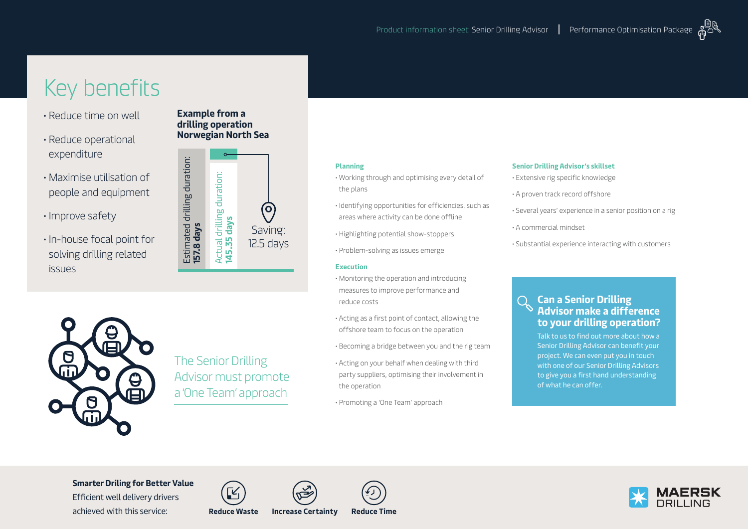# Key benefits

- Reduce time on well
- Reduce operational expenditure
- Maximise utilisation of people and equipment
- Improve safety
- In-house focal point for solving drilling related issues

**Example from a drilling operation Norwegian North Sea**

Estimated drilling duration: **157.8 days**

Actual drilling duration: **145.35 days**

Saving: 12.5 days

The Senior Drilling Advisor must promote a 'One Team' approach

**Planning**

- Working through and optimising every detail of the plans
- Identifying opportunities for efficiencies, such as areas where activity can be done offline
- Highlighting potential show-stoppers
- Problem-solving as issues emerge

**Execution**

- Monitoring the operation and introducing measures to improve performance and reduce costs
- Acting as a first point of contact, allowing the offshore team to focus on the operation
- Becoming a bridge between you and the rig team
- Acting on your behalf when dealing with third party suppliers, optimising their involvement in the operation
- Promoting a 'One Team' approach

**Senior Drilling Advisor's skillset**

- Extensive rig specific knowledge
- A proven track record offshore
- Several years' experience in a senior position on a rig
- A commercial mindset
- Substantial experience interacting with customers

## Can a Senior Drilling Advisor make a difference to your drilling operation?

Talk to us to find out more about how a Senior Drilling Advisor can benefit your project. We can even put you in touch with one of our Senior Drilling Advisors to give you a first hand understanding of what he can offer.

**Smarter Driling for Better Value**
Efficient well delivery drivers achieved with this service:

**Reduce Waste** **Increase Certainty** **Reduce Time**

MAERSK DRILLING